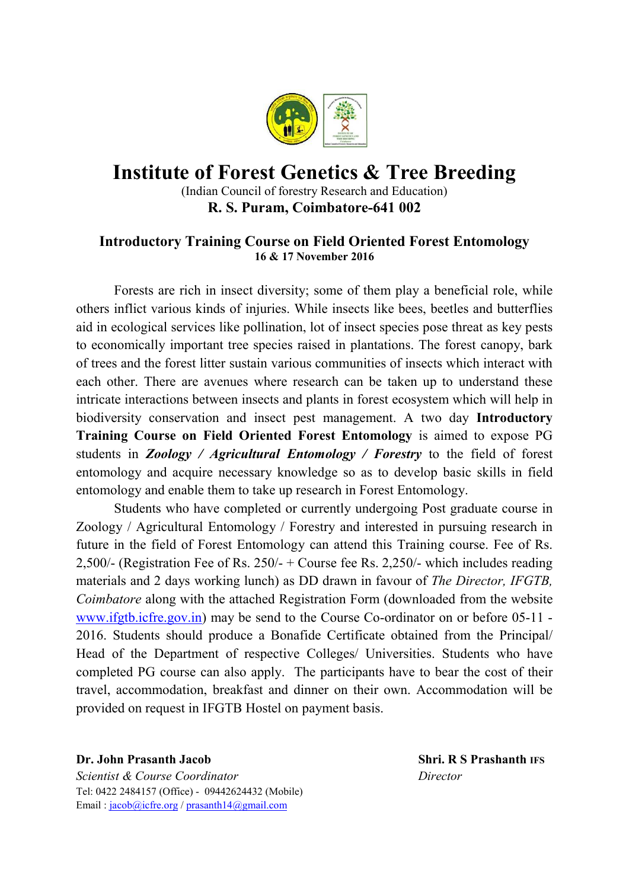# Institute of Forest Genetics & Tree Breeding

(Indian Council of forestry Research and Education)

**R. S. Puram, Coimbatore-641 002**

## Introductory Training Course on Field Oriented Forest Entomology

**16 & 17 November 2016**

Forests are rich in insect diversity; some of them play a beneficial role, while others inflict various kinds of injuries. While insects like bees, beetles and butterflies aid in ecological services like pollination, lot of insect species pose threat as key pests to economically important tree species raised in plantations. The forest canopy, bark of trees and the forest litter sustain various communities of insects which interact with each other. There are avenues where research can be taken up to understand these intricate interactions between insects and plants in forest ecosystem which will help in biodiversity conservation and insect pest management. A two day **Introductory Training Course on Field Oriented Forest Entomology** is aimed to expose PG students in ***Zoology / Agricultural Entomology / Forestry*** to the field of forest entomology and acquire necessary knowledge so as to develop basic skills in field entomology and enable them to take up research in Forest Entomology.

Students who have completed or currently undergoing Post graduate course in Zoology / Agricultural Entomology / Forestry and interested in pursuing research in future in the field of Forest Entomology can attend this Training course. Fee of Rs. 2,500/- (Registration Fee of Rs. 250/- + Course fee Rs. 2,250/- which includes reading materials and 2 days working lunch) as DD drawn in favour of *The Director, IFGTB, Coimbatore* along with the attached Registration Form (downloaded from the website www.ifgtb.icfre.gov.in) may be send to the Course Co-ordinator on or before 05-11 - 2016. Students should produce a Bonafide Certificate obtained from the Principal/ Head of the Department of respective Colleges/ Universities. Students who have completed PG course can also apply. The participants have to bear the cost of their travel, accommodation, breakfast and dinner on their own. Accommodation will be provided on request in IFGTB Hostel on payment basis.

**Dr. John Prasanth Jacob**
*Scientist & Course Coordinator*
Tel: 0422 2484157 (Office) - 09442624432 (Mobile)
Email : jacob@icfre.org / prasanth14@gmail.com

**Shri. R S Prashanth IFS**
*Director*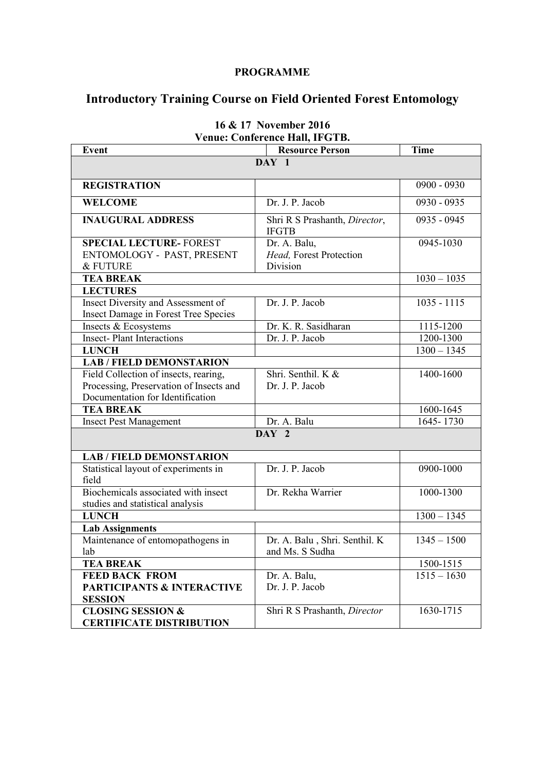**PROGRAMME**

# Introductory Training Course on Field Oriented Forest Entomology

**16 & 17 November 2016**
**Venue: Conference Hall, IFGTB.**

| Event | Resource Person | Time |
|---|---|---|
| **DAY 1** | | |
| **REGISTRATION** | | 0900 - 0930 |
| **WELCOME** | Dr. J. P. Jacob | 0930 - 0935 |
| **INAUGURAL ADDRESS** | Shri R S Prashanth, *Director*, IFGTB | 0935 - 0945 |
| **SPECIAL LECTURE-** FOREST ENTOMOLOGY - PAST, PRESENT & FUTURE | Dr. A. Balu, *Head,* Forest Protection Division | 0945-1030 |
| **TEA BREAK** | | 1030 – 1035 |
| **LECTURES** | | |
| Insect Diversity and Assessment of Insect Damage in Forest Tree Species | Dr. J. P. Jacob | 1035 - 1115 |
| Insects & Ecosystems | Dr. K. R. Sasidharan | 1115-1200 |
| Insect- Plant Interactions | Dr. J. P. Jacob | 1200-1300 |
| **LUNCH** | | 1300 – 1345 |
| **LAB / FIELD DEMONSTARION** | | |
| Field Collection of insects, rearing, Processing, Preservation of Insects and Documentation for Identification | Shri. Senthil. K & Dr. J. P. Jacob | 1400-1600 |
| **TEA BREAK** | | 1600-1645 |
| Insect Pest Management | Dr. A. Balu | 1645- 1730 |
| **DAY 2** | | |
| **LAB / FIELD DEMONSTARION** | | |
| Statistical layout of experiments in field | Dr. J. P. Jacob | 0900-1000 |
| Biochemicals associated with insect studies and statistical analysis | Dr. Rekha Warrier | 1000-1300 |
| **LUNCH** | | 1300 – 1345 |
| **Lab Assignments** | | |
| Maintenance of entomopathogens in lab | Dr. A. Balu , Shri. Senthil. K and Ms. S Sudha | 1345 – 1500 |
| **TEA BREAK** | | 1500-1515 |
| **FEED BACK FROM PARTICIPANTS & INTERACTIVE SESSION** | Dr. A. Balu, Dr. J. P. Jacob | 1515 – 1630 |
| **CLOSING SESSION & CERTIFICATE DISTRIBUTION** | Shri R S Prashanth, *Director* | 1630-1715 |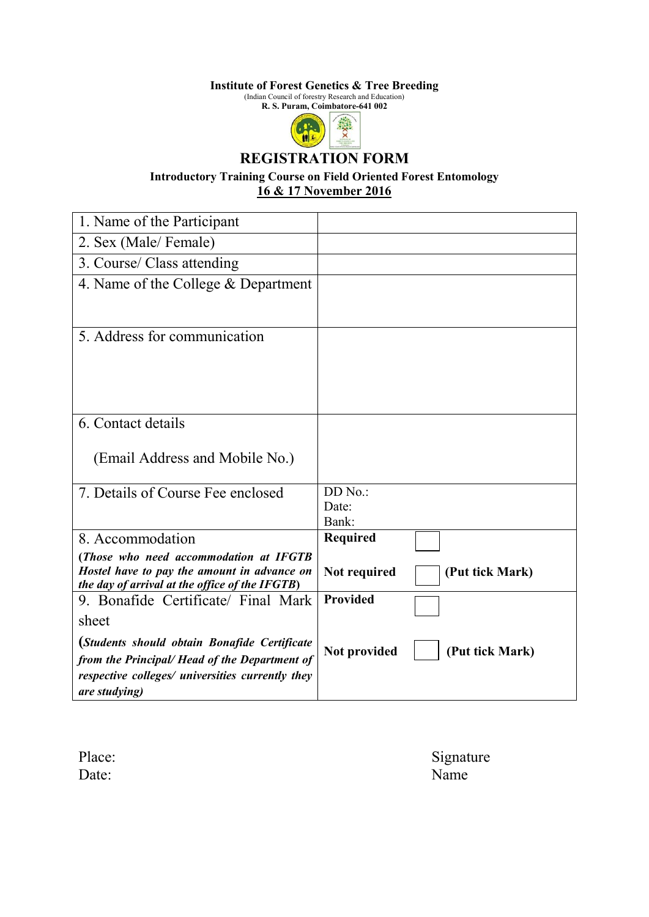**Institute of Forest Genetics & Tree Breeding**
(Indian Council of forestry Research and Education)
**R. S. Puram, Coimbatore-641 002**

# REGISTRATION FORM

**Introductory Training Course on Field Oriented Forest Entomology**
**16 & 17 November 2016**

| | | | |
|---|---|---|---|
| 1. Name of the Participant | | | |
| 2. Sex (Male/ Female) | | | |
| 3. Course/ Class attending | | | |
| 4. Name of the College & Department | | | |
| 5. Address for communication | | | |
| 6. Contact details (Email Address and Mobile No.) | | | |
| 7. Details of Course Fee enclosed | DD No.: Date: Bank: | | |
| 8. Accommodation (***Those who need accommodation at IFGTB Hostel have to pay the amount in advance on the day of arrival at the office of the IFGTB***) | **Required** | ☐ | |
| | **Not required** | ☐ | **(Put tick Mark)** |
| 9. Bonafide Certificate/ Final Mark sheet (***Students should obtain Bonafide Certificate from the Principal/ Head of the Department of respective colleges/ universities currently they are studying***) | **Provided** | ☐ | |
| | **Not provided** | ☐ | **(Put tick Mark)** |

Place:
Date:

Signature
Name